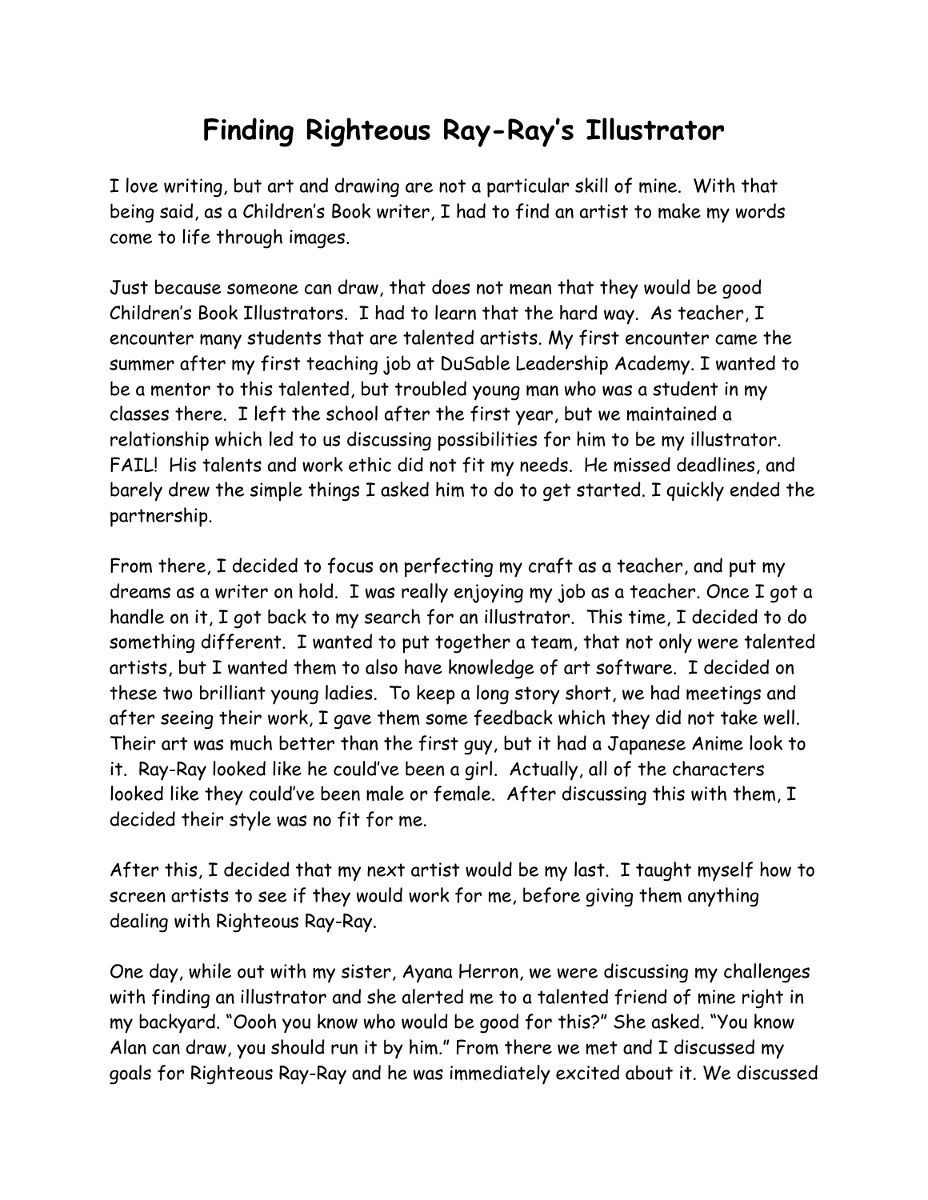# Finding Righteous Ray-Ray's Illustrator

I love writing, but art and drawing are not a particular skill of mine. With that being said, as a Children's Book writer, I had to find an artist to make my words come to life through images.

Just because someone can draw, that does not mean that they would be good Children's Book Illustrators. I had to learn that the hard way. As teacher, I encounter many students that are talented artists. My first encounter came the summer after my first teaching job at DuSable Leadership Academy. I wanted to be a mentor to this talented, but troubled young man who was a student in my classes there. I left the school after the first year, but we maintained a relationship which led to us discussing possibilities for him to be my illustrator. FAIL! His talents and work ethic did not fit my needs. He missed deadlines, and barely drew the simple things I asked him to do to get started. I quickly ended the partnership.

From there, I decided to focus on perfecting my craft as a teacher, and put my dreams as a writer on hold. I was really enjoying my job as a teacher. Once I got a handle on it, I got back to my search for an illustrator. This time, I decided to do something different. I wanted to put together a team, that not only were talented artists, but I wanted them to also have knowledge of art software. I decided on these two brilliant young ladies. To keep a long story short, we had meetings and after seeing their work, I gave them some feedback which they did not take well. Their art was much better than the first guy, but it had a Japanese Anime look to it. Ray-Ray looked like he could've been a girl. Actually, all of the characters looked like they could've been male or female. After discussing this with them, I decided their style was no fit for me.

After this, I decided that my next artist would be my last. I taught myself how to screen artists to see if they would work for me, before giving them anything dealing with Righteous Ray-Ray.

One day, while out with my sister, Ayana Herron, we were discussing my challenges with finding an illustrator and she alerted me to a talented friend of mine right in my backyard. "Oooh you know who would be good for this?" She asked. "You know Alan can draw, you should run it by him." From there we met and I discussed my goals for Righteous Ray-Ray and he was immediately excited about it. We discussed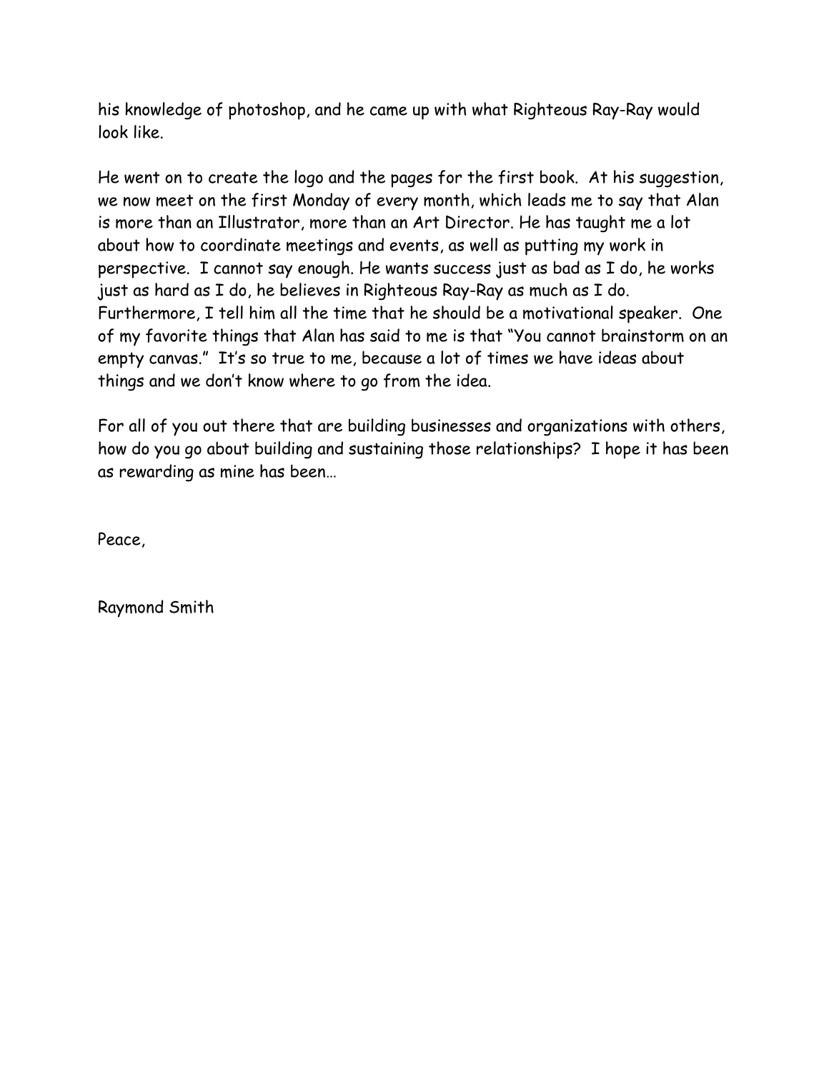his knowledge of photoshop, and he came up with what Righteous Ray-Ray would look like.

He went on to create the logo and the pages for the first book. At his suggestion, we now meet on the first Monday of every month, which leads me to say that Alan is more than an Illustrator, more than an Art Director. He has taught me a lot about how to coordinate meetings and events, as well as putting my work in perspective. I cannot say enough. He wants success just as bad as I do, he works just as hard as I do, he believes in Righteous Ray-Ray as much as I do. Furthermore, I tell him all the time that he should be a motivational speaker. One of my favorite things that Alan has said to me is that "You cannot brainstorm on an empty canvas." It's so true to me, because a lot of times we have ideas about things and we don't know where to go from the idea.

For all of you out there that are building businesses and organizations with others, how do you go about building and sustaining those relationships? I hope it has been as rewarding as mine has been…

Peace,

Raymond Smith